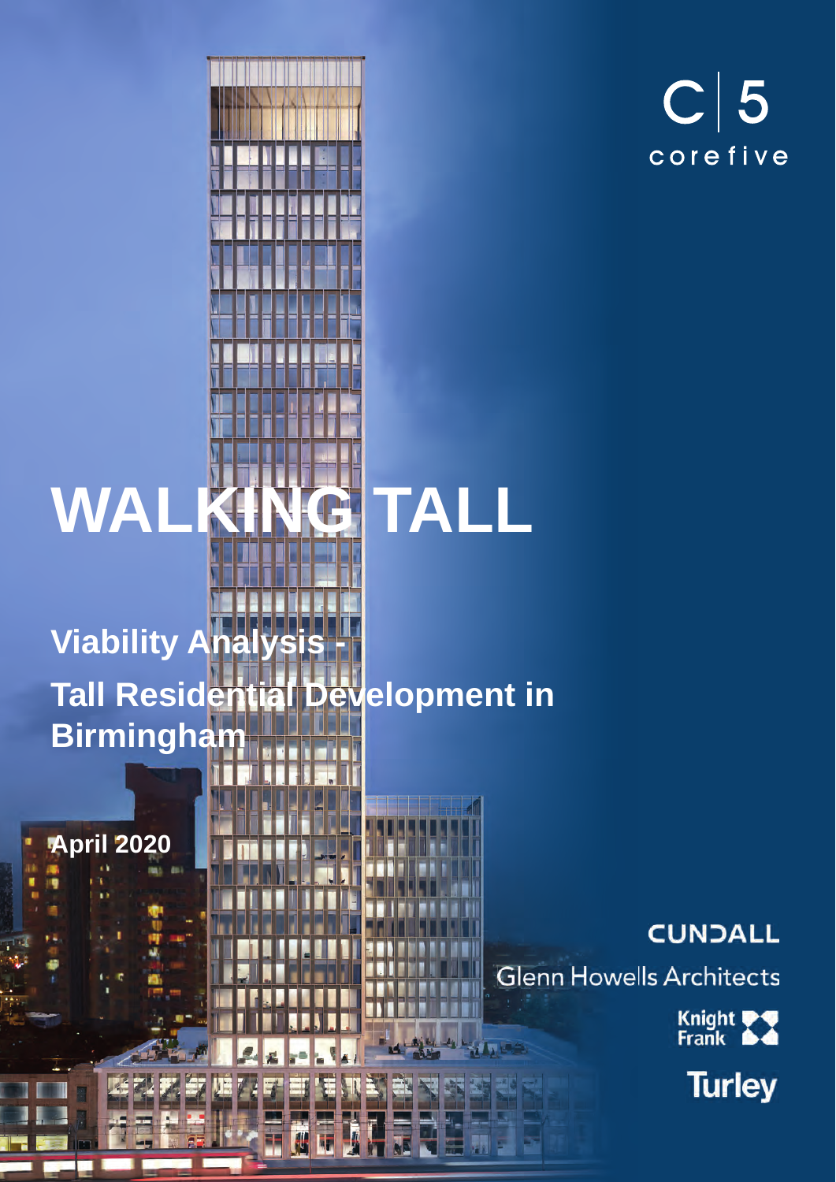C | 5
corefive

# WALKING TALL

## Viability Analysis - Tall Residential Development in Birmingham

**April 2020**

CUNDALL

Glenn Howells Architects

Knight Frank

Turley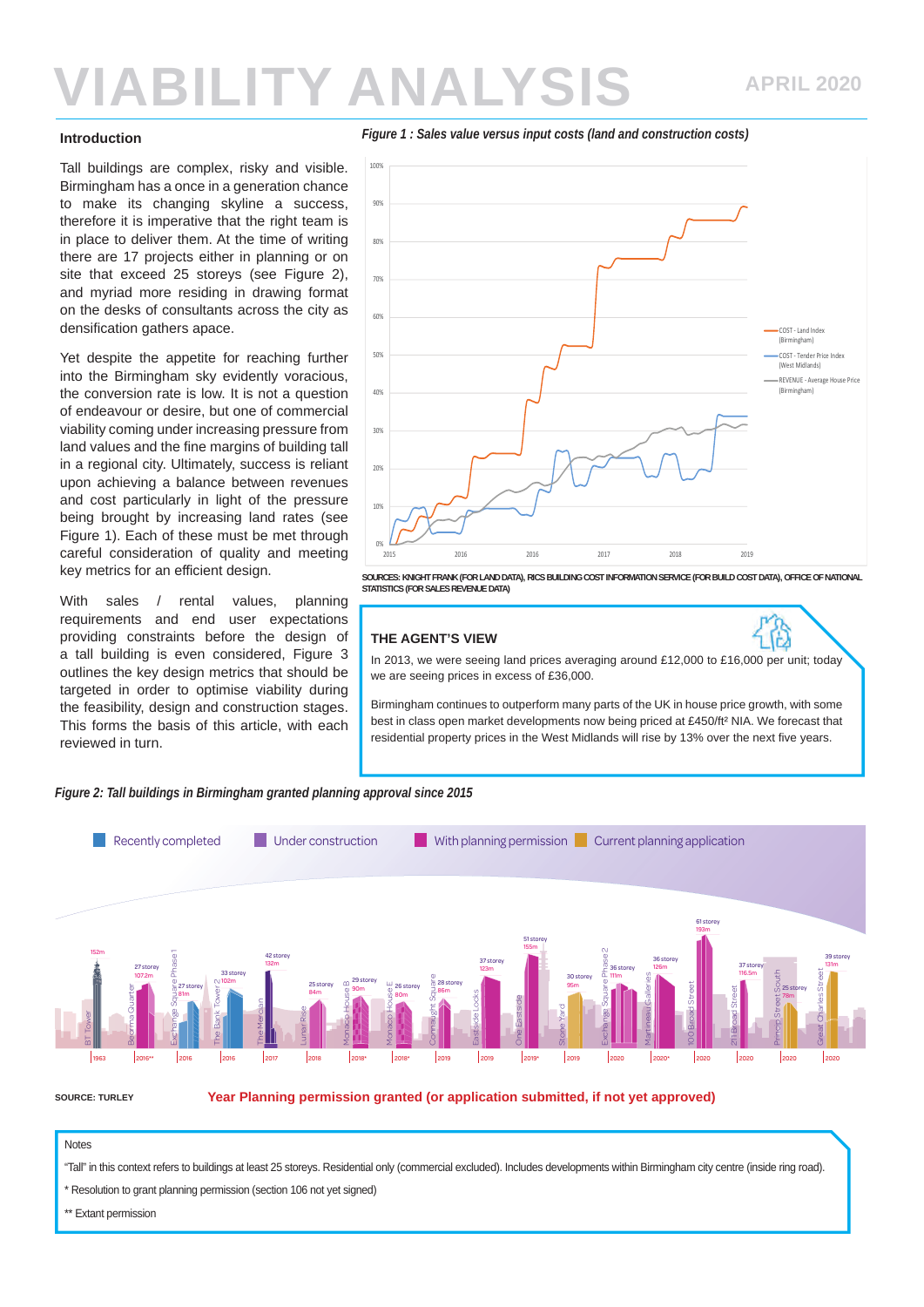# VIABILITY ANALYSIS

APRIL 2020

## Introduction

Tall buildings are complex, risky and visible. Birmingham has a once in a generation chance to make its changing skyline a success, therefore it is imperative that the right team is in place to deliver them. At the time of writing there are 17 projects either in planning or on site that exceed 25 storeys (see Figure 2), and myriad more residing in drawing format on the desks of consultants across the city as densification gathers apace.

Yet despite the appetite for reaching further into the Birmingham sky evidently voracious, the conversion rate is low. It is not a question of endeavour or desire, but one of commercial viability coming under increasing pressure from land values and the fine margins of building tall in a regional city. Ultimately, success is reliant upon achieving a balance between revenues and cost particularly in light of the pressure being brought by increasing land rates (see Figure 1). Each of these must be met through careful consideration of quality and meeting key metrics for an efficient design.

With sales / rental values, planning requirements and end user expectations providing constraints before the design of a tall building is even considered, Figure 3 outlines the key design metrics that should be targeted in order to optimise viability during the feasibility, design and construction stages. This forms the basis of this article, with each reviewed in turn.

*Figure 1 : Sales value versus input costs (land and construction costs)*

SOURCES: KNIGHT FRANK (FOR LAND DATA), RICS BUILDING COST INFORMATION SERVICE (FOR BUILD COST DATA), OFFICE OF NATIONAL STATISTICS (FOR SALES REVENUE DATA)

### THE AGENT'S VIEW

In 2013, we were seeing land prices averaging around £12,000 to £16,000 per unit; today we are seeing prices in excess of £36,000.

Birmingham continues to outperform many parts of the UK in house price growth, with some best in class open market developments now being priced at £450/ft² NIA. We forecast that residential property prices in the West Midlands will rise by 13% over the next five years.

*Figure 2: Tall buildings in Birmingham granted planning approval since 2015*

SOURCE: TURLEY

Notes

"Tall" in this context refers to buildings at least 25 storeys. Residential only (commercial excluded). Includes developments within Birmingham city centre (inside ring road).

\* Resolution to grant planning permission (section 106 not yet signed)

\*\* Extant permission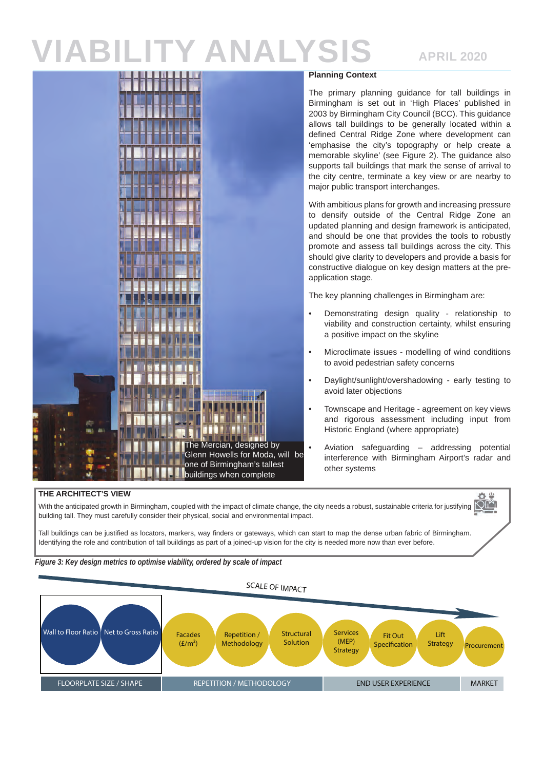# VIABILITY ANALYSIS

APRIL 2020

The Mercian, designed by Glenn Howells for Moda, will be one of Birmingham's tallest buildings when complete

## Planning Context

The primary planning guidance for tall buildings in Birmingham is set out in 'High Places' published in 2003 by Birmingham City Council (BCC). This guidance allows tall buildings to be generally located within a defined Central Ridge Zone where development can 'emphasise the city's topography or help create a memorable skyline' (see Figure 2). The guidance also supports tall buildings that mark the sense of arrival to the city centre, terminate a key view or are nearby to major public transport interchanges.

With ambitious plans for growth and increasing pressure to densify outside of the Central Ridge Zone an updated planning and design framework is anticipated, and should be one that provides the tools to robustly promote and assess tall buildings across the city. This should give clarity to developers and provide a basis for constructive dialogue on key design matters at the pre-application stage.

The key planning challenges in Birmingham are:

- Demonstrating design quality - relationship to viability and construction certainty, whilst ensuring a positive impact on the skyline
- Microclimate issues - modelling of wind conditions to avoid pedestrian safety concerns
- Daylight/sunlight/overshadowing - early testing to avoid later objections
- Townscape and Heritage - agreement on key views and rigorous assessment including input from Historic England (where appropriate)
- Aviation safeguarding – addressing potential interference with Birmingham Airport's radar and other systems

### THE ARCHITECT'S VIEW

With the anticipated growth in Birmingham, coupled with the impact of climate change, the city needs a robust, sustainable criteria for justifying building tall. They must carefully consider their physical, social and environmental impact.

Tall buildings can be justified as locators, markers, way finders or gateways, which can start to map the dense urban fabric of Birmingham. Identifying the role and contribution of tall buildings as part of a joined-up vision for the city is needed more now than ever before.

*Figure 3: Key design metrics to optimise viability, ordered by scale of impact*

SCALE OF IMPACT

| FLOORPLATE SIZE / SHAPE | | REPETITION / METHODOLOGY | | | END USER EXPERIENCE | | | MARKET |
|---|---|---|---|---|---|---|---|---|
| Wall to Floor Ratio | Net to Gross Ratio | Facades (£/m²) | Repetition / Methodology | Structural Solution | Services (MEP) Strategy | Fit Out Specification | Lift Strategy | Procurement |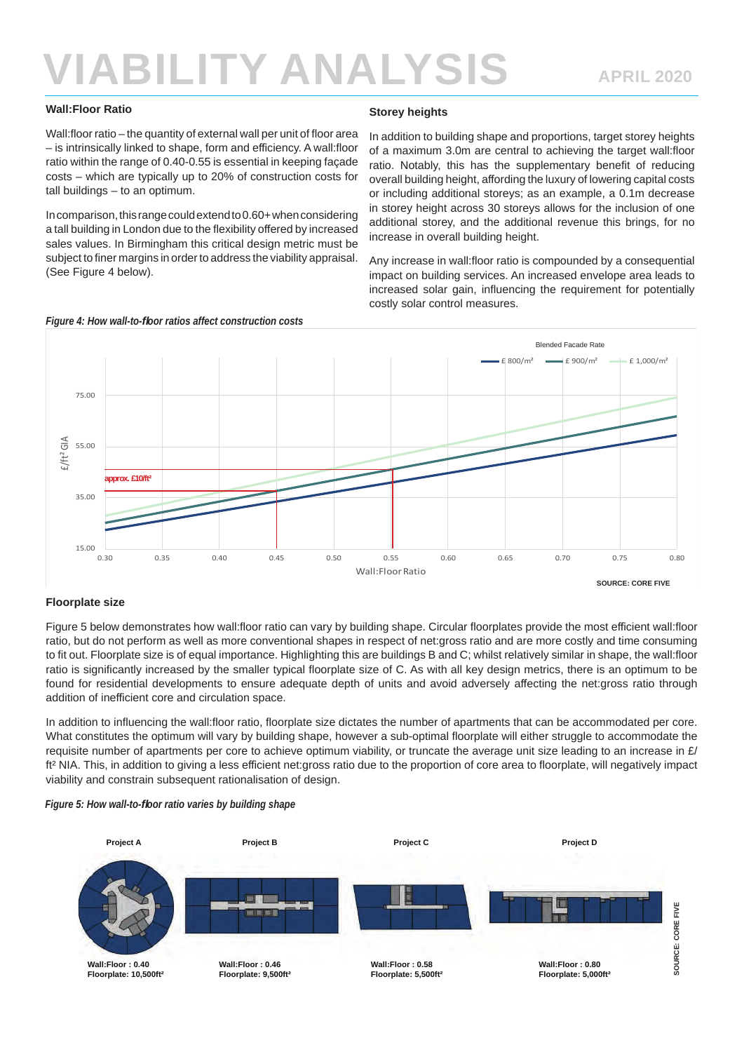# VIABILITY ANALYSIS

APRIL 2020

### Wall:Floor Ratio

Wall:floor ratio – the quantity of external wall per unit of floor area – is intrinsically linked to shape, form and efficiency. A wall:floor ratio within the range of 0.40-0.55 is essential in keeping façade costs – which are typically up to 20% of construction costs for tall buildings – to an optimum.

In comparison, this range could extend to 0.60+ when considering a tall building in London due to the flexibility offered by increased sales values. In Birmingham this critical design metric must be subject to finer margins in order to address the viability appraisal. (See Figure 4 below).

### Storey heights

In addition to building shape and proportions, target storey heights of a maximum 3.0m are central to achieving the target wall:floor ratio. Notably, this has the supplementary benefit of reducing overall building height, affording the luxury of lowering capital costs or including additional storeys; as an example, a 0.1m decrease in storey height across 30 storeys allows for the inclusion of one additional storey, and the additional revenue this brings, for no increase in overall building height.

Any increase in wall:floor ratio is compounded by a consequential impact on building services. An increased envelope area leads to increased solar gain, influencing the requirement for potentially costly solar control measures.

*Figure 4: How wall-to-floor ratios affect construction costs*

SOURCE: CORE FIVE

### Floorplate size

Figure 5 below demonstrates how wall:floor ratio can vary by building shape. Circular floorplates provide the most efficient wall:floor ratio, but do not perform as well as more conventional shapes in respect of net:gross ratio and are more costly and time consuming to fit out. Floorplate size is of equal importance. Highlighting this are buildings B and C; whilst relatively similar in shape, the wall:floor ratio is significantly increased by the smaller typical floorplate size of C. As with all key design metrics, there is an optimum to be found for residential developments to ensure adequate depth of units and avoid adversely affecting the net:gross ratio through addition of inefficient core and circulation space.

In addition to influencing the wall:floor ratio, floorplate size dictates the number of apartments that can be accommodated per core. What constitutes the optimum will vary by building shape, however a sub-optimal floorplate will either struggle to accommodate the requisite number of apartments per core to achieve optimum viability, or truncate the average unit size leading to an increase in £/ft² NIA. This, in addition to giving a less efficient net:gross ratio due to the proportion of core area to floorplate, will negatively impact viability and constrain subsequent rationalisation of design.

*Figure 5: How wall-to-floor ratio varies by building shape*

| Project A | Project B | Project C | Project D |
|---|---|---|---|
| **Wall:Floor : 0.40** | **Wall:Floor : 0.46** | **Wall:Floor : 0.58** | **Wall:Floor : 0.80** |
| **Floorplate: 10,500ft²** | **Floorplate: 9,500ft²** | **Floorplate: 5,500ft²** | **Floorplate: 5,000ft²** |

SOURCE: CORE FIVE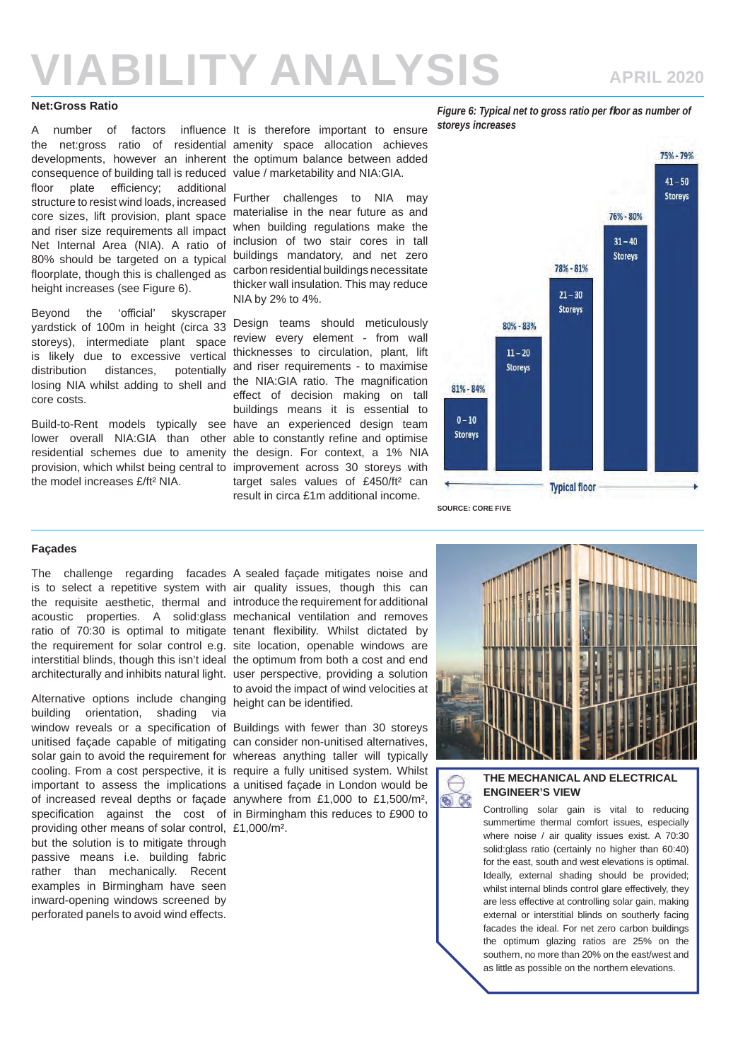# VIABILITY ANALYSIS

APRIL 2020

## Net:Gross Ratio

A number of factors influence the net:gross ratio of residential developments, however an inherent consequence of building tall is reduced floor plate efficiency; additional structure to resist wind loads, increased core sizes, lift provision, plant space and riser size requirements all impact Net Internal Area (NIA). A ratio of 80% should be targeted on a typical floorplate, though this is challenged as height increases (see Figure 6).

Beyond the 'official' skyscraper yardstick of 100m in height (circa 33 storeys), intermediate plant space is likely due to excessive vertical distribution distances, potentially losing NIA whilst adding to shell and core costs.

Build-to-Rent models typically see lower overall NIA:GIA than other residential schemes due to amenity provision, which whilst being central to the model increases £/ft² NIA.

It is therefore important to ensure amenity space allocation achieves the optimum balance between added value / marketability and NIA:GIA.

Further challenges to NIA may materialise in the near future as and when building regulations make the inclusion of two stair cores in tall buildings mandatory, and net zero carbon residential buildings necessitate thicker wall insulation. This may reduce NIA by 2% to 4%.

Design teams should meticulously review every element - from wall thicknesses to circulation, plant, lift and riser requirements - to maximise the NIA:GIA ratio. The magnification effect of decision making on tall buildings means it is essential to have an experienced design team able to constantly refine and optimise the design. For context, a 1% NIA improvement across 30 storeys with target sales values of £450/ft² can result in circa £1m additional income.

*Figure 6: Typical net to gross ratio per floor as number of storeys increases*

| Storeys | Typical net to gross ratio |
|---|---|
| 0 – 10 Storeys | 81% - 84% |
| 11 – 20 Storeys | 80% - 83% |
| 21 – 30 Storeys | 78% - 81% |
| 31 – 40 Storeys | 76% - 80% |
| 41 – 50 Storeys | 75% - 79% |

Typical floor

SOURCE: CORE FIVE

## Façades

The challenge regarding facades is to select a repetitive system with the requisite aesthetic, thermal and acoustic properties. A solid:glass ratio of 70:30 is optimal to mitigate the requirement for solar control e.g. interstitial blinds, though this isn't ideal architecturally and inhibits natural light.

Alternative options include changing building orientation, shading via window reveals or a specification of unitised façade capable of mitigating solar gain to avoid the requirement for cooling. From a cost perspective, it is important to assess the implications of increased reveal depths or façade specification against the cost of providing other means of solar control, but the solution is to mitigate through passive means i.e. building fabric rather than mechanically. Recent examples in Birmingham have seen inward-opening windows screened by perforated panels to avoid wind effects.

A sealed façade mitigates noise and air quality issues, though this can introduce the requirement for additional mechanical ventilation and removes tenant flexibility. Whilst dictated by site location, openable windows are the optimum from both a cost and end user perspective, providing a solution to avoid the impact of wind velocities at height can be identified.

Buildings with fewer than 30 storeys can consider non-unitised alternatives, whereas anything taller will typically require a fully unitised system. Whilst a unitised façade in London would be anywhere from £1,000 to £1,500/m², in Birmingham this reduces to £900 to £1,000/m².

### THE MECHANICAL AND ELECTRICAL ENGINEER'S VIEW

Controlling solar gain is vital to reducing summertime thermal comfort issues, especially where noise / air quality issues exist. A 70:30 solid:glass ratio (certainly no higher than 60:40) for the east, south and west elevations is optimal. Ideally, external shading should be provided; whilst internal blinds control glare effectively, they are less effective at controlling solar gain, making external or interstitial blinds on southerly facing facades the ideal. For net zero carbon buildings the optimum glazing ratios are 25% on the southern, no more than 20% on the east/west and as little as possible on the northern elevations.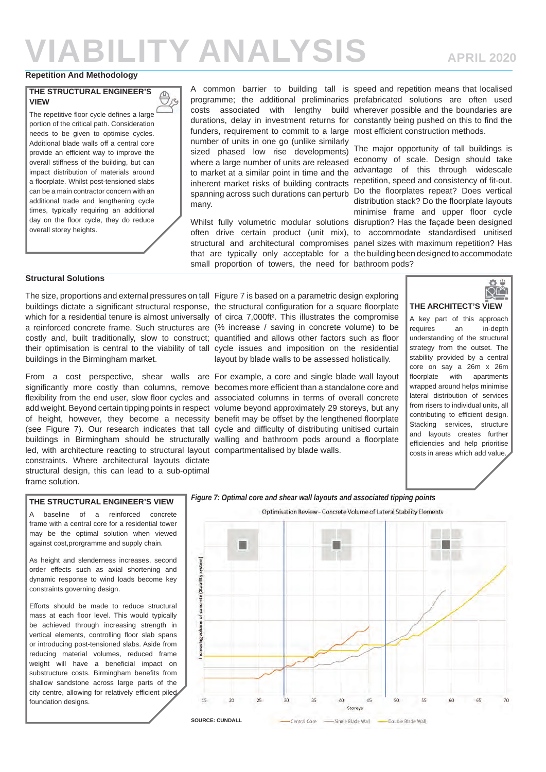# VIABILITY ANALYSIS

APRIL 2020

## Repetition And Methodology

### THE STRUCTURAL ENGINEER'S VIEW

The repetitive floor cycle defines a large portion of the critical path. Consideration needs to be given to optimise cycles. Additional blade walls off a central core provide an efficient way to improve the overall stiffness of the building, but can impact distribution of materials around a floorplate. Whilst post-tensioned slabs can be a main contractor concern with an additional trade and lengthening cycle times, typically requiring an additional day on the floor cycle, they do reduce overall storey heights.

A common barrier to building tall is programme; the additional preliminaries costs associated with lengthy build durations, delay in investment returns for funders, requirement to commit to a large number of units in one go (unlike similarly sized phased low rise developments) where a large number of units are released to market at a similar point in time and the inherent market risks of building contracts spanning across such durations can perturb many.

Whilst fully volumetric modular solutions often drive certain product (unit mix), structural and architectural compromises that are typically only acceptable for a small proportion of towers, the need for speed and repetition means that localised prefabricated solutions are often used wherever possible and the boundaries are constantly being pushed on this to find the most efficient construction methods.

The major opportunity of tall buildings is economy of scale. Design should take advantage of this through widescale repetition, speed and consistency of fit-out. Do the floorplates repeat? Does vertical distribution stack? Do the floorplate layouts minimise frame and upper floor cycle disruption? Has the façade been designed to accommodate standardised unitised panel sizes with maximum repetition? Has the building been designed to accommodate bathroom pods?

## Structural Solutions

The size, proportions and external pressures on tall buildings dictate a significant structural response, which for a residential tenure is almost universally a reinforced concrete frame. Such structures are costly and, built traditionally, slow to construct; their optimisation is central to the viability of tall buildings in the Birmingham market.

From a cost perspective, shear walls are significantly more costly than columns, remove flexibility from the end user, slow floor cycles and add weight. Beyond certain tipping points in respect of height, however, they become a necessity (see Figure 7). Our research indicates that tall buildings in Birmingham should be structurally led, with architecture reacting to structural layout constraints. Where architectural layouts dictate structural design, this can lead to a sub-optimal frame solution.

Figure 7 is based on a parametric design exploring the structural configuration for a square floorplate of circa 7,000ft². This illustrates the compromise (% increase / saving in concrete volume) to be quantified and allows other factors such as floor cycle issues and imposition on the residential layout by blade walls to be assessed holistically.

For example, a core and single blade wall layout becomes more efficient than a standalone core and associated columns in terms of overall concrete volume beyond approximately 29 storeys, but any benefit may be offset by the lengthened floorplate cycle and difficulty of distributing unitised curtain walling and bathroom pods around a floorplate compartmentalised by blade walls.

### THE ARCHITECT'S VIEW

A key part of this approach requires an in-depth understanding of the structural strategy from the outset. The stability provided by a central core on say a 26m x 26m floorplate with apartments wrapped around helps minimise lateral distribution of services from risers to individual units, all contributing to efficient design. Stacking services, structure and layouts creates further efficiencies and help prioritise costs in areas which add value.

### THE STRUCTURAL ENGINEER'S VIEW

A baseline of a reinforced concrete frame with a central core for a residential tower may be the optimal solution when viewed against cost,prorgramme and supply chain.

As height and slenderness increases, second order effects such as axial shortening and dynamic response to wind loads become key constraints governing design.

Efforts should be made to reduce structural mass at each floor level. This would typically be achieved through increasing strength in vertical elements, controlling floor slab spans or introducing post-tensioned slabs. Aside from reducing material volumes, reduced frame weight will have a beneficial impact on substructure costs. Birmingham benefits from shallow sandstone across large parts of the city centre, allowing for relatively efficient piled foundation designs.

*Figure 7: Optimal core and shear wall layouts and associated tipping points*

Optimisation Review - Concrete Volume of Lateral Stability Elements

SOURCE: CUNDALL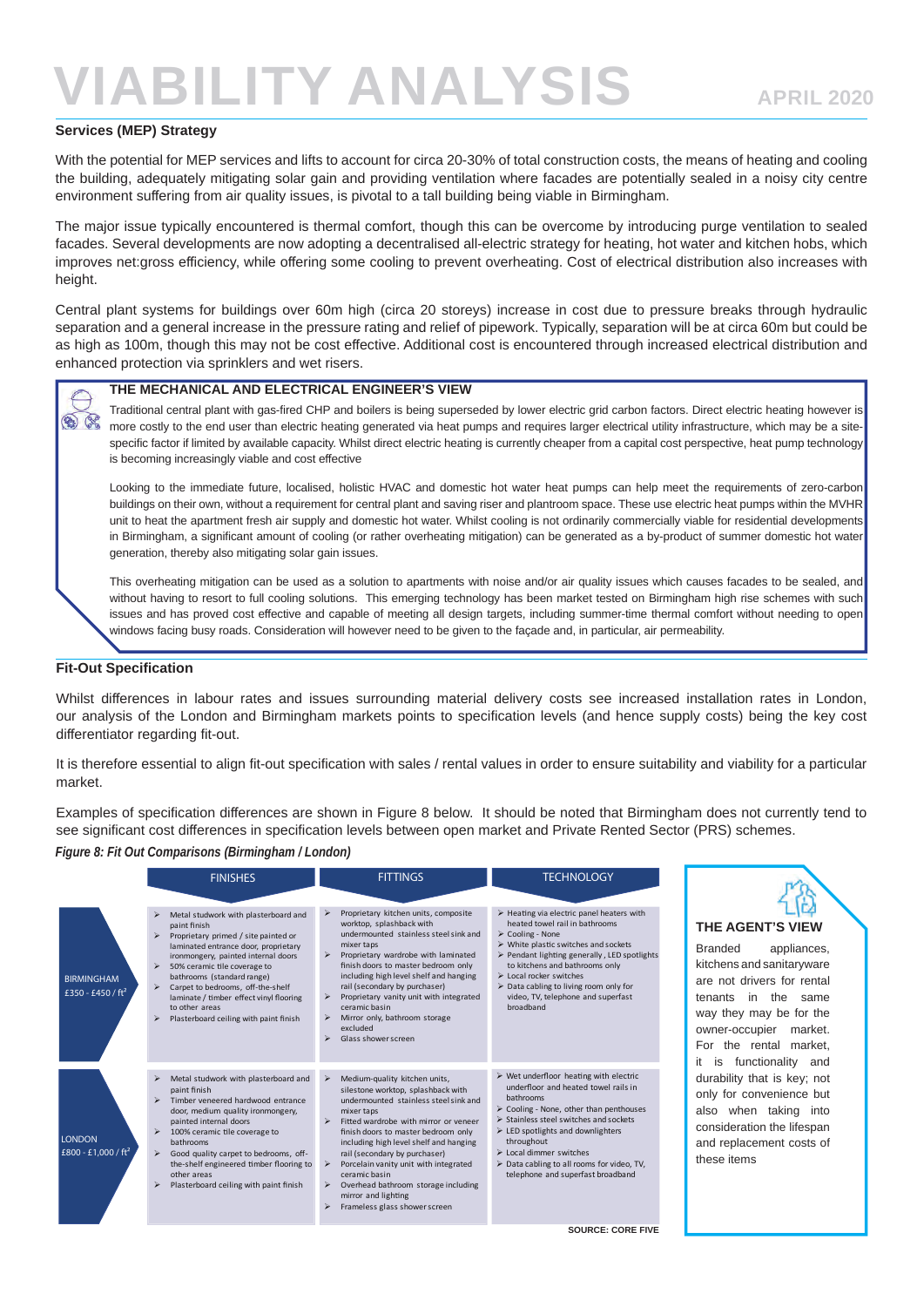# VIABILITY ANALYSIS

APRIL 2020

### Services (MEP) Strategy

With the potential for MEP services and lifts to account for circa 20-30% of total construction costs, the means of heating and cooling the building, adequately mitigating solar gain and providing ventilation where facades are potentially sealed in a noisy city centre environment suffering from air quality issues, is pivotal to a tall building being viable in Birmingham.

The major issue typically encountered is thermal comfort, though this can be overcome by introducing purge ventilation to sealed facades. Several developments are now adopting a decentralised all-electric strategy for heating, hot water and kitchen hobs, which improves net:gross efficiency, while offering some cooling to prevent overheating. Cost of electrical distribution also increases with height.

Central plant systems for buildings over 60m high (circa 20 storeys) increase in cost due to pressure breaks through hydraulic separation and a general increase in the pressure rating and relief of pipework. Typically, separation will be at circa 60m but could be as high as 100m, though this may not be cost effective. Additional cost is encountered through increased electrical distribution and enhanced protection via sprinklers and wet risers.

#### THE MECHANICAL AND ELECTRICAL ENGINEER'S VIEW

Traditional central plant with gas-fired CHP and boilers is being superseded by lower electric grid carbon factors. Direct electric heating however is more costly to the end user than electric heating generated via heat pumps and requires larger electrical utility infrastructure, which may be a site-specific factor if limited by available capacity. Whilst direct electric heating is currently cheaper from a capital cost perspective, heat pump technology is becoming increasingly viable and cost effective

Looking to the immediate future, localised, holistic HVAC and domestic hot water heat pumps can help meet the requirements of zero-carbon buildings on their own, without a requirement for central plant and saving riser and plantroom space. These use electric heat pumps within the MVHR unit to heat the apartment fresh air supply and domestic hot water. Whilst cooling is not ordinarily commercially viable for residential developments in Birmingham, a significant amount of cooling (or rather overheating mitigation) can be generated as a by-product of summer domestic hot water generation, thereby also mitigating solar gain issues.

This overheating mitigation can be used as a solution to apartments with noise and/or air quality issues which causes facades to be sealed, and without having to resort to full cooling solutions. This emerging technology has been market tested on Birmingham high rise schemes with such issues and has proved cost effective and capable of meeting all design targets, including summer-time thermal comfort without needing to open windows facing busy roads. Consideration will however need to be given to the façade and, in particular, air permeability.

### Fit-Out Specification

Whilst differences in labour rates and issues surrounding material delivery costs see increased installation rates in London, our analysis of the London and Birmingham markets points to specification levels (and hence supply costs) being the key cost differentiator regarding fit-out.

It is therefore essential to align fit-out specification with sales / rental values in order to ensure suitability and viability for a particular market.

Examples of specification differences are shown in Figure 8 below. It should be noted that Birmingham does not currently tend to see significant cost differences in specification levels between open market and Private Rented Sector (PRS) schemes.

*Figure 8: Fit Out Comparisons (Birmingham / London)*

| | FINISHES | FITTINGS | TECHNOLOGY |
|---|---|---|---|
| BIRMINGHAM £350 - £450 / ft² | ➢ Metal studwork with plasterboard and paint finish<br>➢ Proprietary primed / site painted or laminated entrance door, proprietary ironmongery, painted internal doors<br>➢ 50% ceramic tile coverage to bathrooms (standard range)<br>➢ Carpet to bedrooms, off-the-shelf laminate / timber effect vinyl flooring to other areas<br>➢ Plasterboard ceiling with paint finish | ➢ Proprietary kitchen units, composite worktop, splashback with undermounted stainless steel sink and mixer taps<br>➢ Proprietary wardrobe with laminated finish doors to master bedroom only including high level shelf and hanging rail (secondary by purchaser)<br>➢ Proprietary vanity unit with integrated ceramic basin<br>➢ Mirror only, bathroom storage excluded<br>➢ Glass shower screen | ➢ Heating via electric panel heaters with heated towel rail in bathrooms<br>➢ Cooling - None<br>➢ White plastic switches and sockets<br>➢ Pendant lighting generally, LED spotlights to kitchens and bathrooms only<br>➢ Local rocker switches<br>➢ Data cabling to living room only for video, TV, telephone and superfast broadband |
| LONDON £800 - £1,000 / ft² | ➢ Metal studwork with plasterboard and paint finish<br>➢ Timber veneered hardwood entrance door, medium quality ironmongery, painted internal doors<br>➢ 100% ceramic tile coverage to bathrooms<br>➢ Good quality carpet to bedrooms, off-the-shelf engineered timber flooring to other areas<br>➢ Plasterboard ceiling with paint finish | ➢ Medium-quality kitchen units, silestone worktop, splashback with undermounted stainless steel sink and mixer taps<br>➢ Fitted wardrobe with mirror or veneer finish doors to master bedroom only including high level shelf and hanging rail (secondary by purchaser)<br>➢ Porcelain vanity unit with integrated ceramic basin<br>➢ Overhead bathroom storage including mirror and lighting<br>➢ Frameless glass shower screen | ➢ Wet underfloor heating with electric underfloor and heated towel rails in bathrooms<br>➢ Cooling - None, other than penthouses<br>➢ Stainless steel switches and sockets<br>➢ LED spotlights and downlighters throughout<br>➢ Local dimmer switches<br>➢ Data cabling to all rooms for video, TV, telephone and superfast broadband |

SOURCE: CORE FIVE

#### THE AGENT'S VIEW

Branded appliances, kitchens and sanitaryware are not drivers for rental tenants in the same way they may be for the owner-occupier market. For the rental market, it is functionality and durability that is key; not only for convenience but also when taking into consideration the lifespan and replacement costs of these items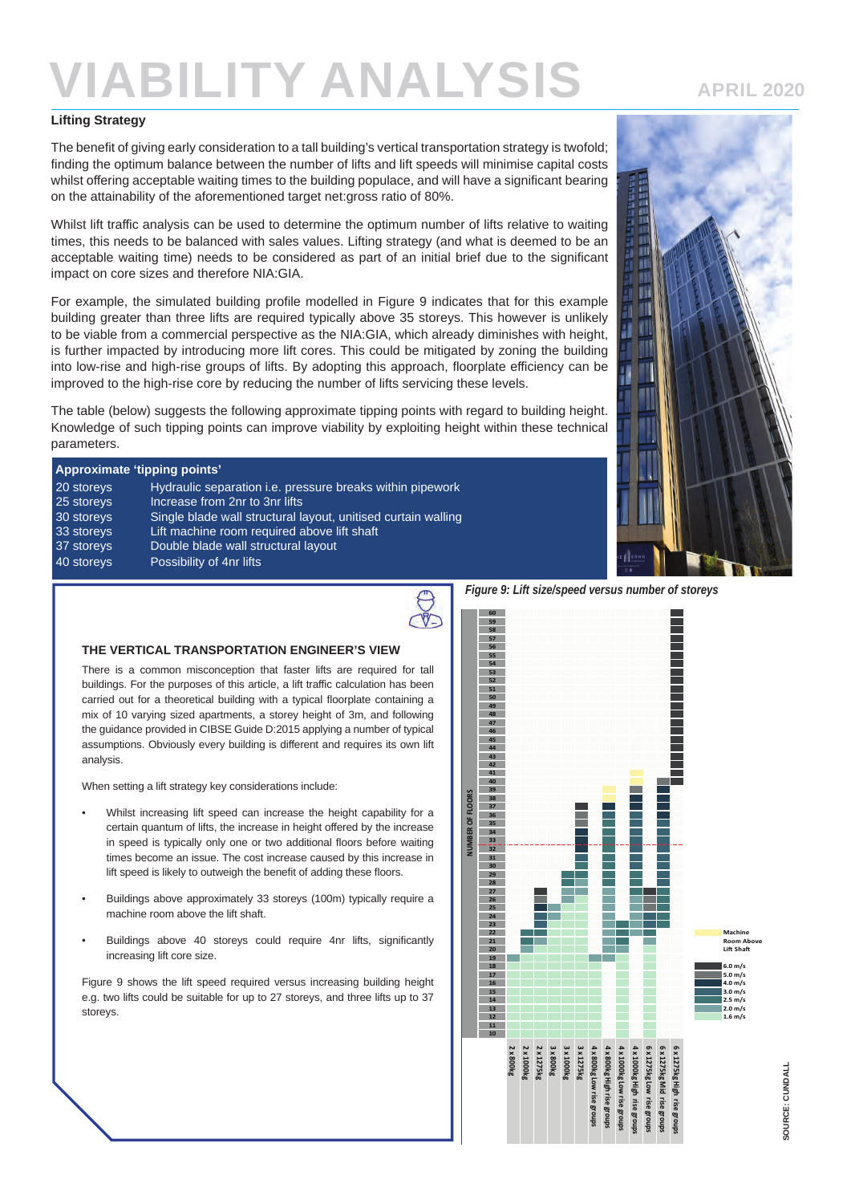# VIABILITY ANALYSIS

APRIL 2020

### Lifting Strategy

The benefit of giving early consideration to a tall building's vertical transportation strategy is twofold; finding the optimum balance between the number of lifts and lift speeds will minimise capital costs whilst offering acceptable waiting times to the building populace, and will have a significant bearing on the attainability of the aforementioned target net:gross ratio of 80%.

Whilst lift traffic analysis can be used to determine the optimum number of lifts relative to waiting times, this needs to be balanced with sales values. Lifting strategy (and what is deemed to be an acceptable waiting time) needs to be considered as part of an initial brief due to the significant impact on core sizes and therefore NIA:GIA.

For example, the simulated building profile modelled in Figure 9 indicates that for this example building greater than three lifts are required typically above 35 storeys. This however is unlikely to be viable from a commercial perspective as the NIA:GIA, which already diminishes with height, is further impacted by introducing more lift cores. This could be mitigated by zoning the building into low-rise and high-rise groups of lifts. By adopting this approach, floorplate efficiency can be improved to the high-rise core by reducing the number of lifts servicing these levels.

The table (below) suggests the following approximate tipping points with regard to building height. Knowledge of such tipping points can improve viability by exploiting height within these technical parameters.

| Approximate 'tipping points' | |
|---|---|
| 20 storeys | Hydraulic separation i.e. pressure breaks within pipework |
| 25 storeys | Increase from 2nr to 3nr lifts |
| 30 storeys | Single blade wall structural layout, unitised curtain walling |
| 33 storeys | Lift machine room required above lift shaft |
| 37 storeys | Double blade wall structural layout |
| 40 storeys | Possibility of 4nr lifts |

### THE VERTICAL TRANSPORTATION ENGINEER'S VIEW

There is a common misconception that faster lifts are required for tall buildings. For the purposes of this article, a lift traffic calculation has been carried out for a theoretical building with a typical floorplate containing a mix of 10 varying sized apartments, a storey height of 3m, and following the guidance provided in CIBSE Guide D:2015 applying a number of typical assumptions. Obviously every building is different and requires its own lift analysis.

When setting a lift strategy key considerations include:

- Whilst increasing lift speed can increase the height capability for a certain quantum of lifts, the increase in height offered by the increase in speed is typically only one or two additional floors before waiting times become an issue. The cost increase caused by this increase in lift speed is likely to outweigh the benefit of adding these floors.
- Buildings above approximately 33 storeys (100m) typically require a machine room above the lift shaft.
- Buildings above 40 storeys could require 4nr lifts, significantly increasing lift core size.

Figure 9 shows the lift speed required versus increasing building height e.g. two lifts could be suitable for up to 27 storeys, and three lifts up to 37 storeys.

*Figure 9: Lift size/speed versus number of storeys*

SOURCE: CUNDALL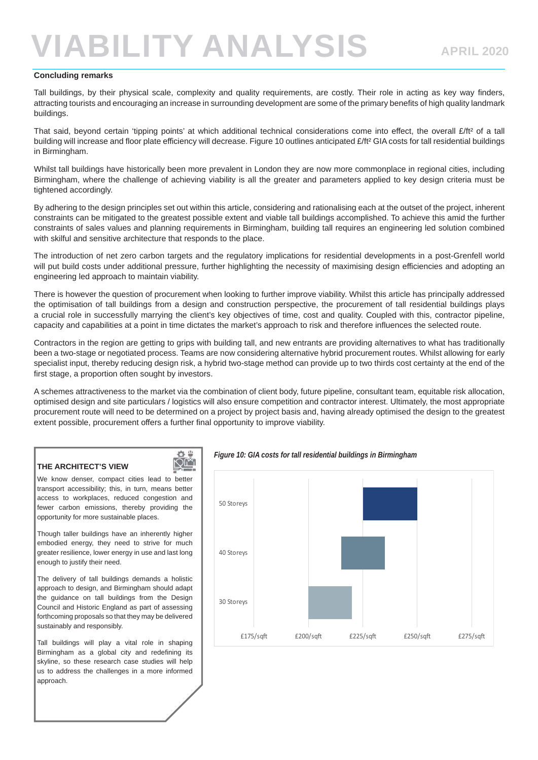# VIABILITY ANALYSIS

APRIL 2020

**Concluding remarks**

Tall buildings, by their physical scale, complexity and quality requirements, are costly. Their role in acting as key way finders, attracting tourists and encouraging an increase in surrounding development are some of the primary benefits of high quality landmark buildings.

That said, beyond certain 'tipping points' at which additional technical considerations come into effect, the overall £/ft² of a tall building will increase and floor plate efficiency will decrease. Figure 10 outlines anticipated £/ft² GIA costs for tall residential buildings in Birmingham.

Whilst tall buildings have historically been more prevalent in London they are now more commonplace in regional cities, including Birmingham, where the challenge of achieving viability is all the greater and parameters applied to key design criteria must be tightened accordingly.

By adhering to the design principles set out within this article, considering and rationalising each at the outset of the project, inherent constraints can be mitigated to the greatest possible extent and viable tall buildings accomplished. To achieve this amid the further constraints of sales values and planning requirements in Birmingham, building tall requires an engineering led solution combined with skilful and sensitive architecture that responds to the place.

The introduction of net zero carbon targets and the regulatory implications for residential developments in a post-Grenfell world will put build costs under additional pressure, further highlighting the necessity of maximising design efficiencies and adopting an engineering led approach to maintain viability.

There is however the question of procurement when looking to further improve viability. Whilst this article has principally addressed the optimisation of tall buildings from a design and construction perspective, the procurement of tall residential buildings plays a crucial role in successfully marrying the client's key objectives of time, cost and quality. Coupled with this, contractor pipeline, capacity and capabilities at a point in time dictates the market's approach to risk and therefore influences the selected route.

Contractors in the region are getting to grips with building tall, and new entrants are providing alternatives to what has traditionally been a two-stage or negotiated process. Teams are now considering alternative hybrid procurement routes. Whilst allowing for early specialist input, thereby reducing design risk, a hybrid two-stage method can provide up to two thirds cost certainty at the end of the first stage, a proportion often sought by investors.

A schemes attractiveness to the market via the combination of client body, future pipeline, consultant team, equitable risk allocation, optimised design and site particulars / logistics will also ensure competition and contractor interest. Ultimately, the most appropriate procurement route will need to be determined on a project by project basis and, having already optimised the design to the greatest extent possible, procurement offers a further final opportunity to improve viability.

### THE ARCHITECT'S VIEW

We know denser, compact cities lead to better transport accessibility; this, in turn, means better access to workplaces, reduced congestion and fewer carbon emissions, thereby providing the opportunity for more sustainable places.

Though taller buildings have an inherently higher embodied energy, they need to strive for much greater resilience, lower energy in use and last long enough to justify their need.

The delivery of tall buildings demands a holistic approach to design, and Birmingham should adapt the guidance on tall buildings from the Design Council and Historic England as part of assessing forthcoming proposals so that they may be delivered sustainably and responsibly.

Tall buildings will play a vital role in shaping Birmingham as a global city and redefining its skyline, so these research case studies will help us to address the challenges in a more informed approach.

*Figure 10: GIA costs for tall residential buildings in Birmingham*

| Height | Approx. GIA cost range |
|---|---|
| 30 Storeys | £200/sqft – £220/sqft |
| 40 Storeys | £220/sqft – £240/sqft |
| 50 Storeys | £225/sqft – £250/sqft |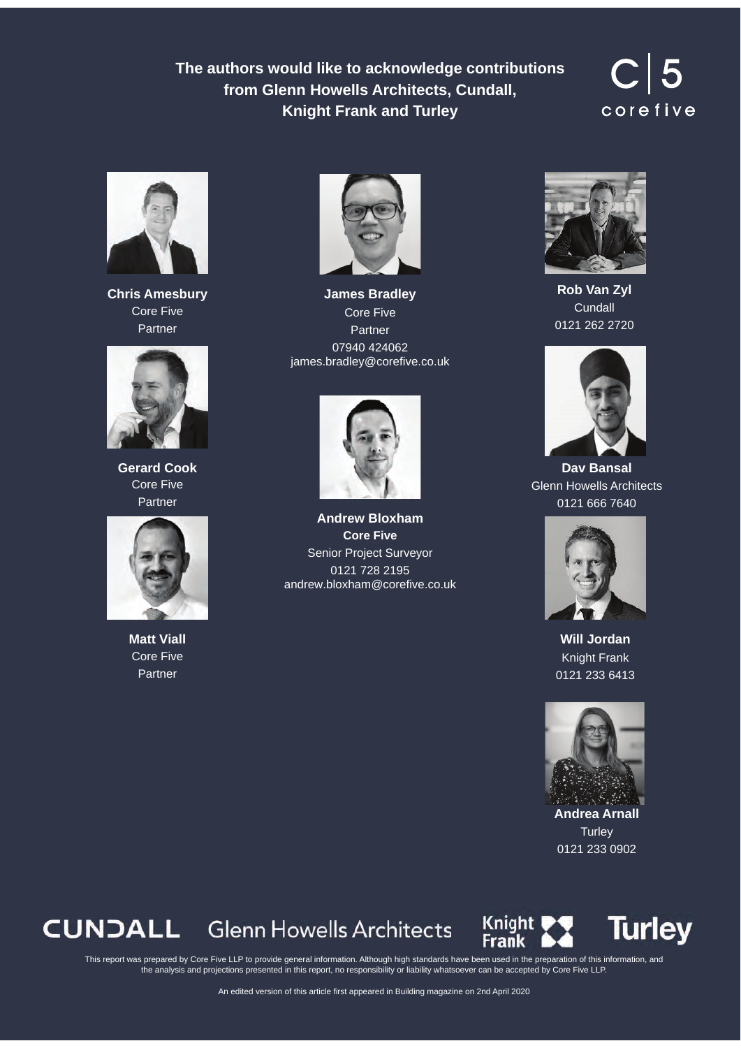**The authors would like to acknowledge contributions from Glenn Howells Architects, Cundall, Knight Frank and Turley**

C | 5
corefive

**Chris Amesbury**
Core Five
Partner

**Gerard Cook**
Core Five
Partner

**Matt Viall**
Core Five
Partner

**James Bradley**
Core Five
Partner
07940 424062
james.bradley@corefive.co.uk

**Andrew Bloxham**
**Core Five**
Senior Project Surveyor
0121 728 2195
andrew.bloxham@corefive.co.uk

**Rob Van Zyl**
Cundall
0121 262 2720

**Dav Bansal**
Glenn Howells Architects
0121 666 7640

**Will Jordan**
Knight Frank
0121 233 6413

**Andrea Arnall**
Turley
0121 233 0902

CUNDALL Glenn Howells Architects Knight Frank Turley

This report was prepared by Core Five LLP to provide general information. Although high standards have been used in the preparation of this information, and the analysis and projections presented in this report, no responsibility or liability whatsoever can be accepted by Core Five LLP.

An edited version of this article first appeared in Building magazine on 2nd April 2020